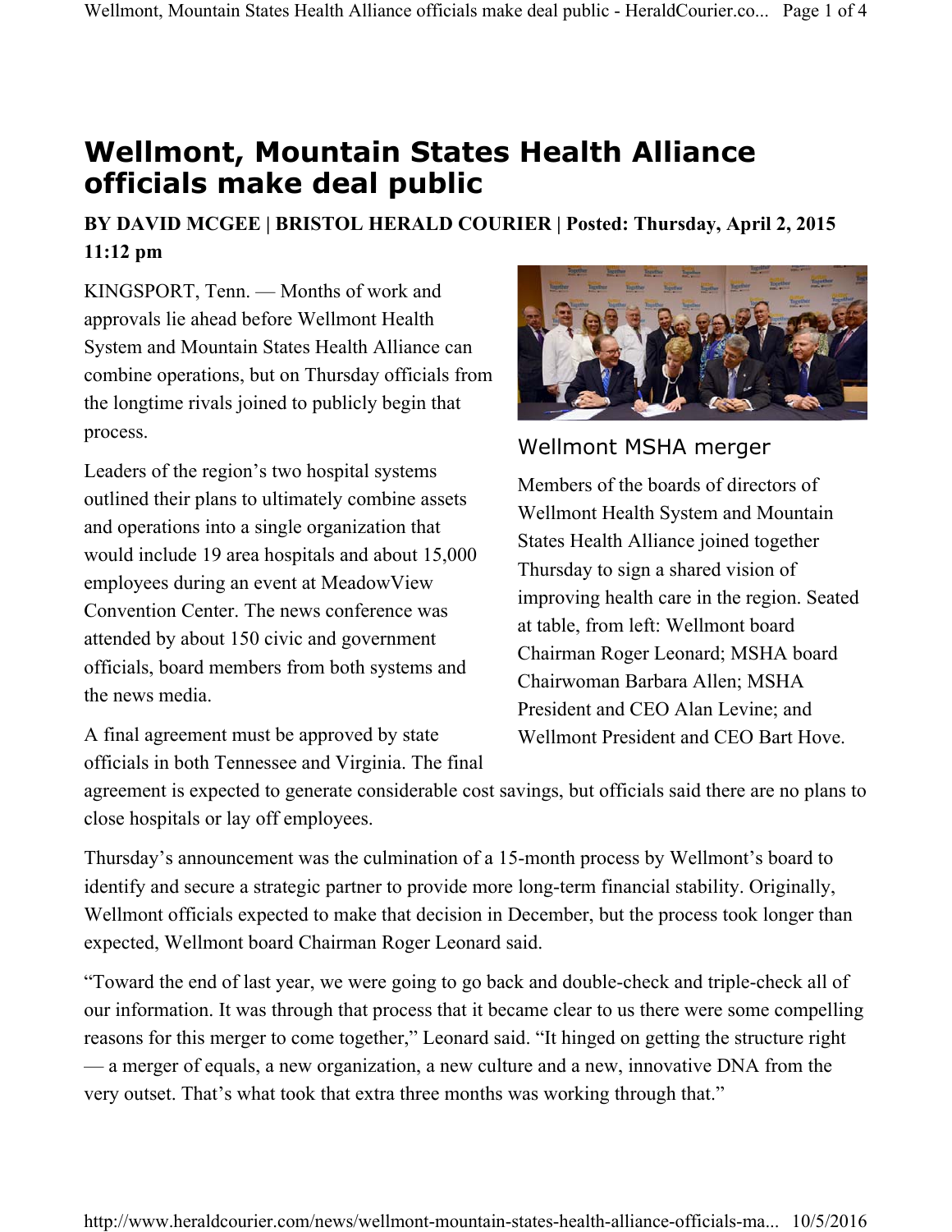# Wellmont, Mountain States Health Alliance officials make deal public

**BY DAVID MCGEE | BRISTOL HERALD COURIER | Posted: Thursday, April 2, 2015 11:12 pm**

KINGSPORT, Tenn. — Months of work and approvals lie ahead before Wellmont Health System and Mountain States Health Alliance can combine operations, but on Thursday officials from the longtime rivals joined to publicly begin that process.

Leaders of the region's two hospital systems outlined their plans to ultimately combine assets and operations into a single organization that would include 19 area hospitals and about 15,000 employees during an event at MeadowView Convention Center. The news conference was attended by about 150 civic and government officials, board members from both systems and the news media.

Wellmont MSHA merger

Members of the boards of directors of Wellmont Health System and Mountain States Health Alliance joined together Thursday to sign a shared vision of improving health care in the region. Seated at table, from left: Wellmont board Chairman Roger Leonard; MSHA board Chairwoman Barbara Allen; MSHA President and CEO Alan Levine; and Wellmont President and CEO Bart Hove.

A final agreement must be approved by state officials in both Tennessee and Virginia. The final agreement is expected to generate considerable cost savings, but officials said there are no plans to close hospitals or lay off employees.

Thursday's announcement was the culmination of a 15-month process by Wellmont's board to identify and secure a strategic partner to provide more long-term financial stability. Originally, Wellmont officials expected to make that decision in December, but the process took longer than expected, Wellmont board Chairman Roger Leonard said.

"Toward the end of last year, we were going to go back and double-check and triple-check all of our information. It was through that process that it became clear to us there were some compelling reasons for this merger to come together," Leonard said. "It hinged on getting the structure right — a merger of equals, a new organization, a new culture and a new, innovative DNA from the very outset. That's what took that extra three months was working through that."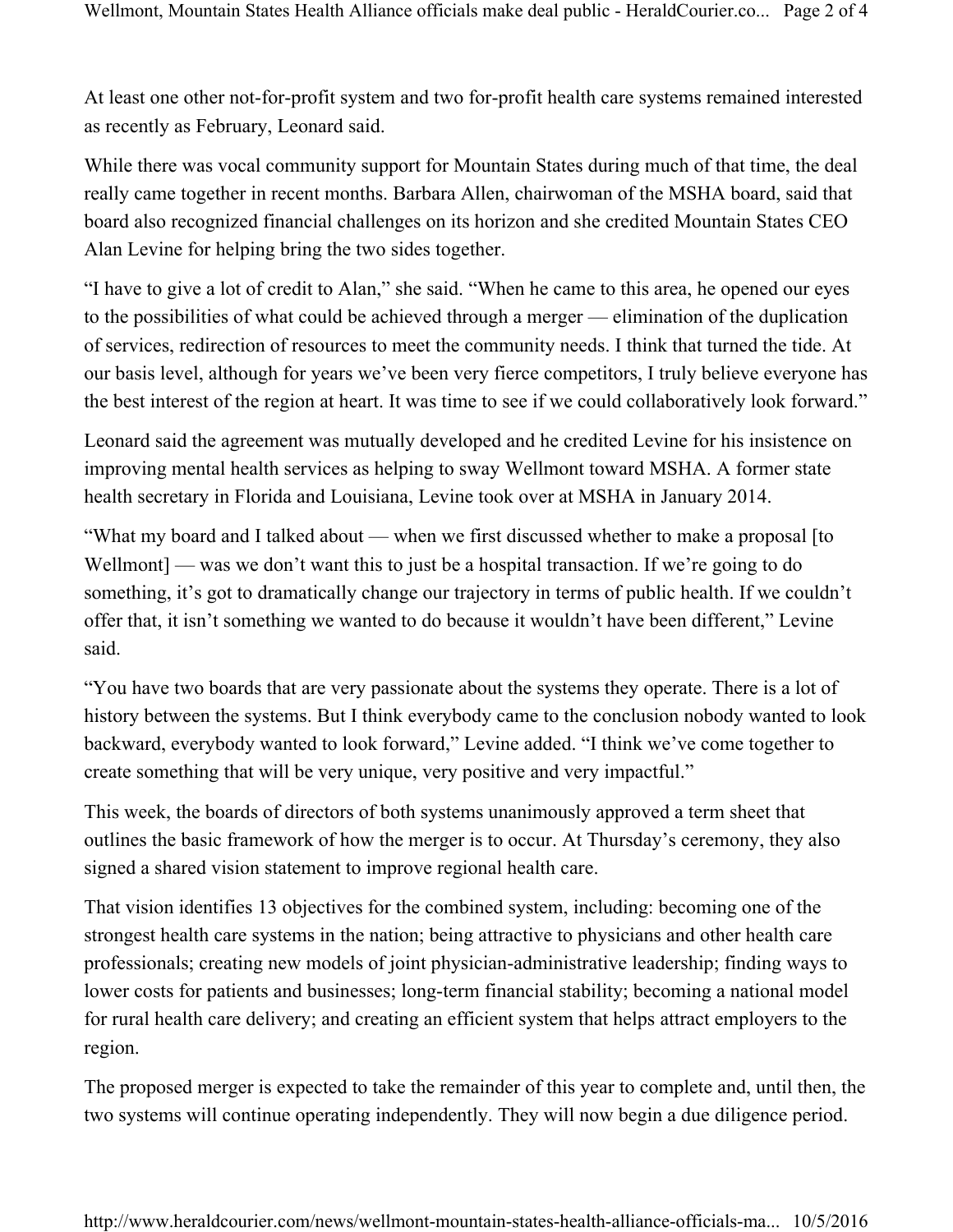At least one other not-for-profit system and two for-profit health care systems remained interested as recently as February, Leonard said.

While there was vocal community support for Mountain States during much of that time, the deal really came together in recent months. Barbara Allen, chairwoman of the MSHA board, said that board also recognized financial challenges on its horizon and she credited Mountain States CEO Alan Levine for helping bring the two sides together.

"I have to give a lot of credit to Alan," she said. "When he came to this area, he opened our eyes to the possibilities of what could be achieved through a merger — elimination of the duplication of services, redirection of resources to meet the community needs. I think that turned the tide. At our basis level, although for years we've been very fierce competitors, I truly believe everyone has the best interest of the region at heart. It was time to see if we could collaboratively look forward."

Leonard said the agreement was mutually developed and he credited Levine for his insistence on improving mental health services as helping to sway Wellmont toward MSHA. A former state health secretary in Florida and Louisiana, Levine took over at MSHA in January 2014.

"What my board and I talked about — when we first discussed whether to make a proposal [to Wellmont] — was we don't want this to just be a hospital transaction. If we're going to do something, it's got to dramatically change our trajectory in terms of public health. If we couldn't offer that, it isn't something we wanted to do because it wouldn't have been different," Levine said.

"You have two boards that are very passionate about the systems they operate. There is a lot of history between the systems. But I think everybody came to the conclusion nobody wanted to look backward, everybody wanted to look forward," Levine added. "I think we've come together to create something that will be very unique, very positive and very impactful."

This week, the boards of directors of both systems unanimously approved a term sheet that outlines the basic framework of how the merger is to occur. At Thursday's ceremony, they also signed a shared vision statement to improve regional health care.

That vision identifies 13 objectives for the combined system, including: becoming one of the strongest health care systems in the nation; being attractive to physicians and other health care professionals; creating new models of joint physician-administrative leadership; finding ways to lower costs for patients and businesses; long-term financial stability; becoming a national model for rural health care delivery; and creating an efficient system that helps attract employers to the region.

The proposed merger is expected to take the remainder of this year to complete and, until then, the two systems will continue operating independently. They will now begin a due diligence period.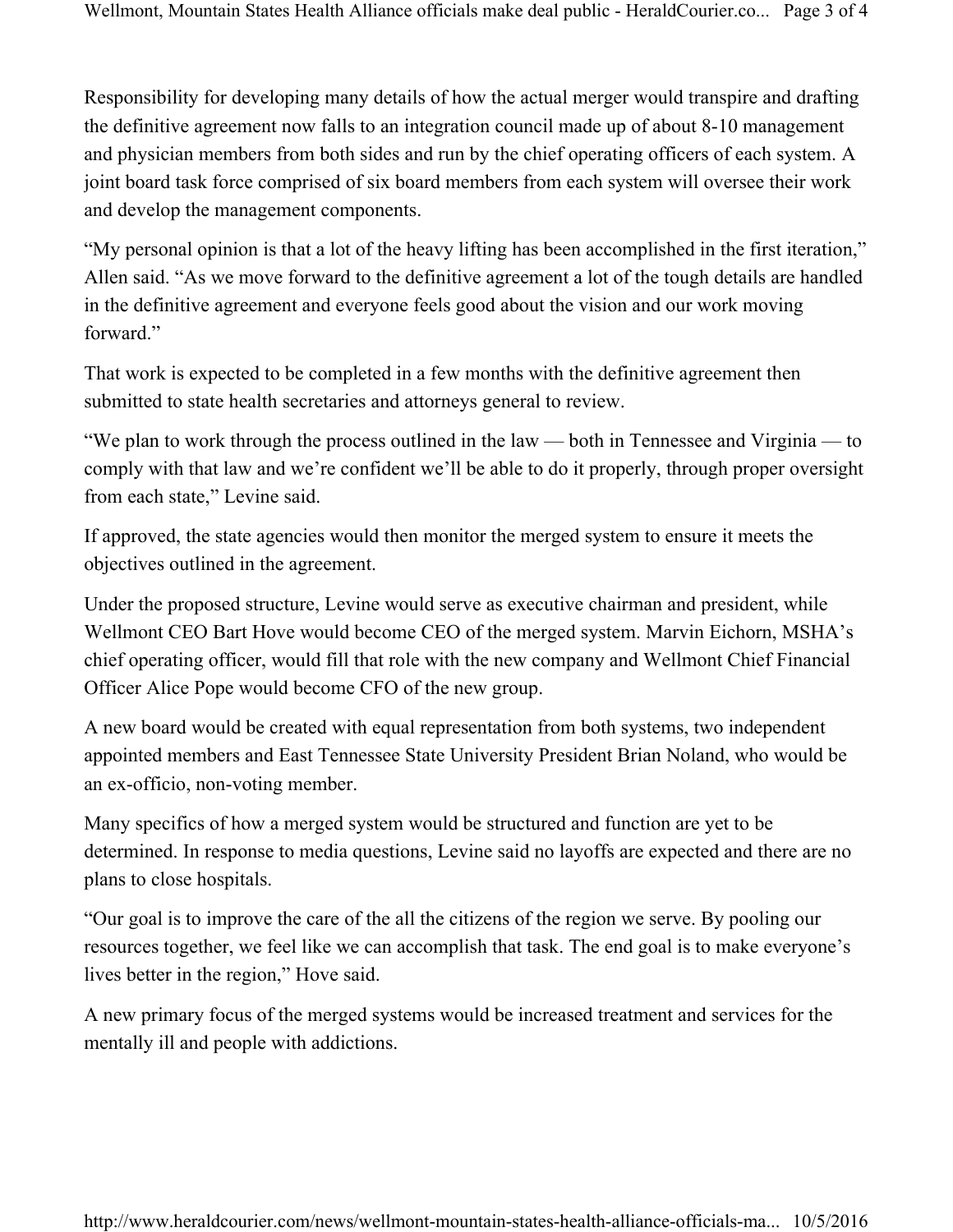Responsibility for developing many details of how the actual merger would transpire and drafting the definitive agreement now falls to an integration council made up of about 8-10 management and physician members from both sides and run by the chief operating officers of each system. A joint board task force comprised of six board members from each system will oversee their work and develop the management components.

“My personal opinion is that a lot of the heavy lifting has been accomplished in the first iteration,” Allen said. “As we move forward to the definitive agreement a lot of the tough details are handled in the definitive agreement and everyone feels good about the vision and our work moving forward.”

That work is expected to be completed in a few months with the definitive agreement then submitted to state health secretaries and attorneys general to review.

“We plan to work through the process outlined in the law — both in Tennessee and Virginia — to comply with that law and we’re confident we’ll be able to do it properly, through proper oversight from each state,” Levine said.

If approved, the state agencies would then monitor the merged system to ensure it meets the objectives outlined in the agreement.

Under the proposed structure, Levine would serve as executive chairman and president, while Wellmont CEO Bart Hove would become CEO of the merged system. Marvin Eichorn, MSHA’s chief operating officer, would fill that role with the new company and Wellmont Chief Financial Officer Alice Pope would become CFO of the new group.

A new board would be created with equal representation from both systems, two independent appointed members and East Tennessee State University President Brian Noland, who would be an ex-officio, non-voting member.

Many specifics of how a merged system would be structured and function are yet to be determined. In response to media questions, Levine said no layoffs are expected and there are no plans to close hospitals.

“Our goal is to improve the care of the all the citizens of the region we serve. By pooling our resources together, we feel like we can accomplish that task. The end goal is to make everyone’s lives better in the region,” Hove said.

A new primary focus of the merged systems would be increased treatment and services for the mentally ill and people with addictions.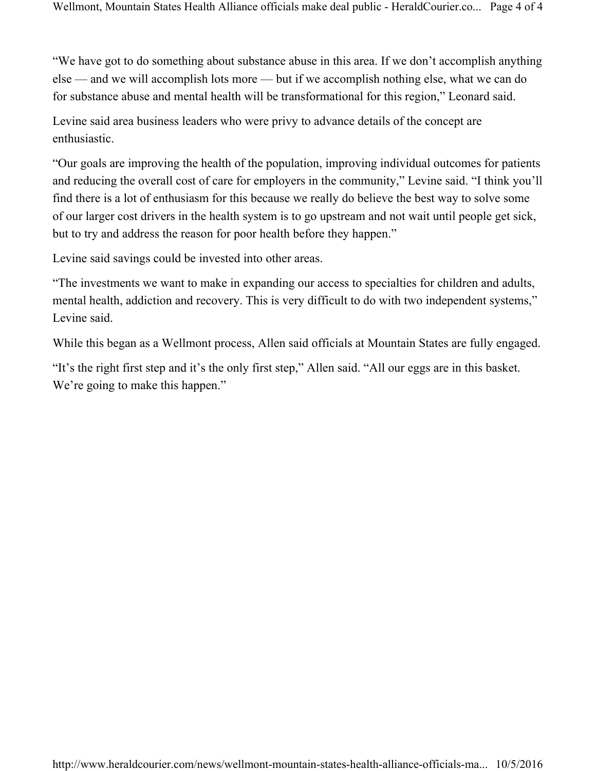"We have got to do something about substance abuse in this area. If we don't accomplish anything else — and we will accomplish lots more — but if we accomplish nothing else, what we can do for substance abuse and mental health will be transformational for this region," Leonard said.

Levine said area business leaders who were privy to advance details of the concept are enthusiastic.

"Our goals are improving the health of the population, improving individual outcomes for patients and reducing the overall cost of care for employers in the community," Levine said. "I think you'll find there is a lot of enthusiasm for this because we really do believe the best way to solve some of our larger cost drivers in the health system is to go upstream and not wait until people get sick, but to try and address the reason for poor health before they happen."

Levine said savings could be invested into other areas.

"The investments we want to make in expanding our access to specialties for children and adults, mental health, addiction and recovery. This is very difficult to do with two independent systems," Levine said.

While this began as a Wellmont process, Allen said officials at Mountain States are fully engaged.

"It's the right first step and it's the only first step," Allen said. "All our eggs are in this basket. We're going to make this happen."